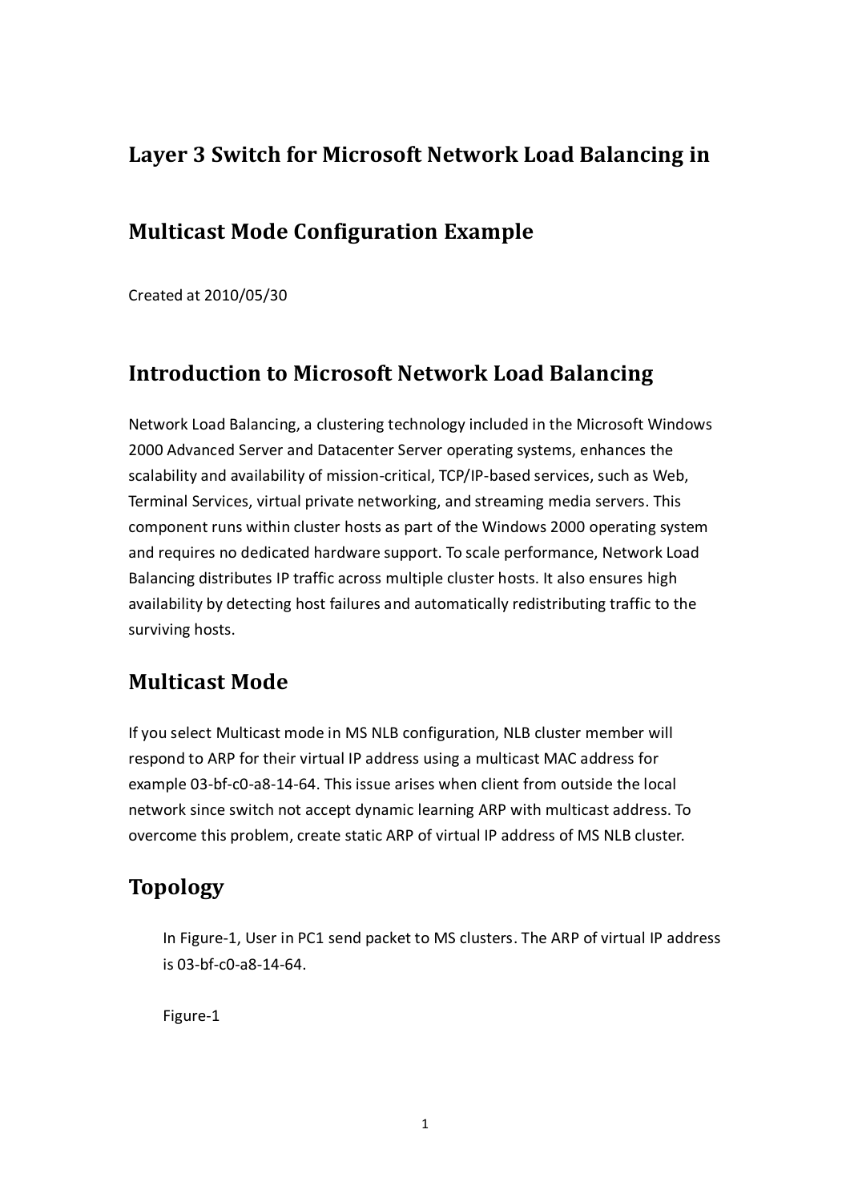## Layer 3 Switch for Microsoft Network Load Balancing in Multicast Mode Configuration Example

Created at 2010/05/30

## Introduction to Microsoft Network Load Balancing

Network Load Balancing, a clustering technology included in the Microsoft Windows 2000 Advanced Server and Datacenter Server operating systems, enhances the scalability and availability of mission-critical, TCP/IP-based services, such as Web, Terminal Services, virtual private networking, and streaming media servers. This component runs within cluster hosts as part of the Windows 2000 operating system and requires no dedicated hardware support. To scale performance, Network Load Balancing distributes IP traffic across multiple cluster hosts. It also ensures high availability by detecting host failures and automatically redistributing traffic to the surviving hosts.

## Multicast Mode

If you select Multicast mode in MS NLB configuration, NLB cluster member will respond to ARP for their virtual IP address using a multicast MAC address for example 03-bf-c0-a8-14-64. This issue arises when client from outside the local network since switch not accept dynamic learning ARP with multicast address. To overcome this problem, create static ARP of virtual IP address of MS NLB cluster.

## Topology

In Figure-1, User in PC1 send packet to MS clusters. The ARP of virtual IP address is 03-bf-c0-a8-14-64.

Figure-1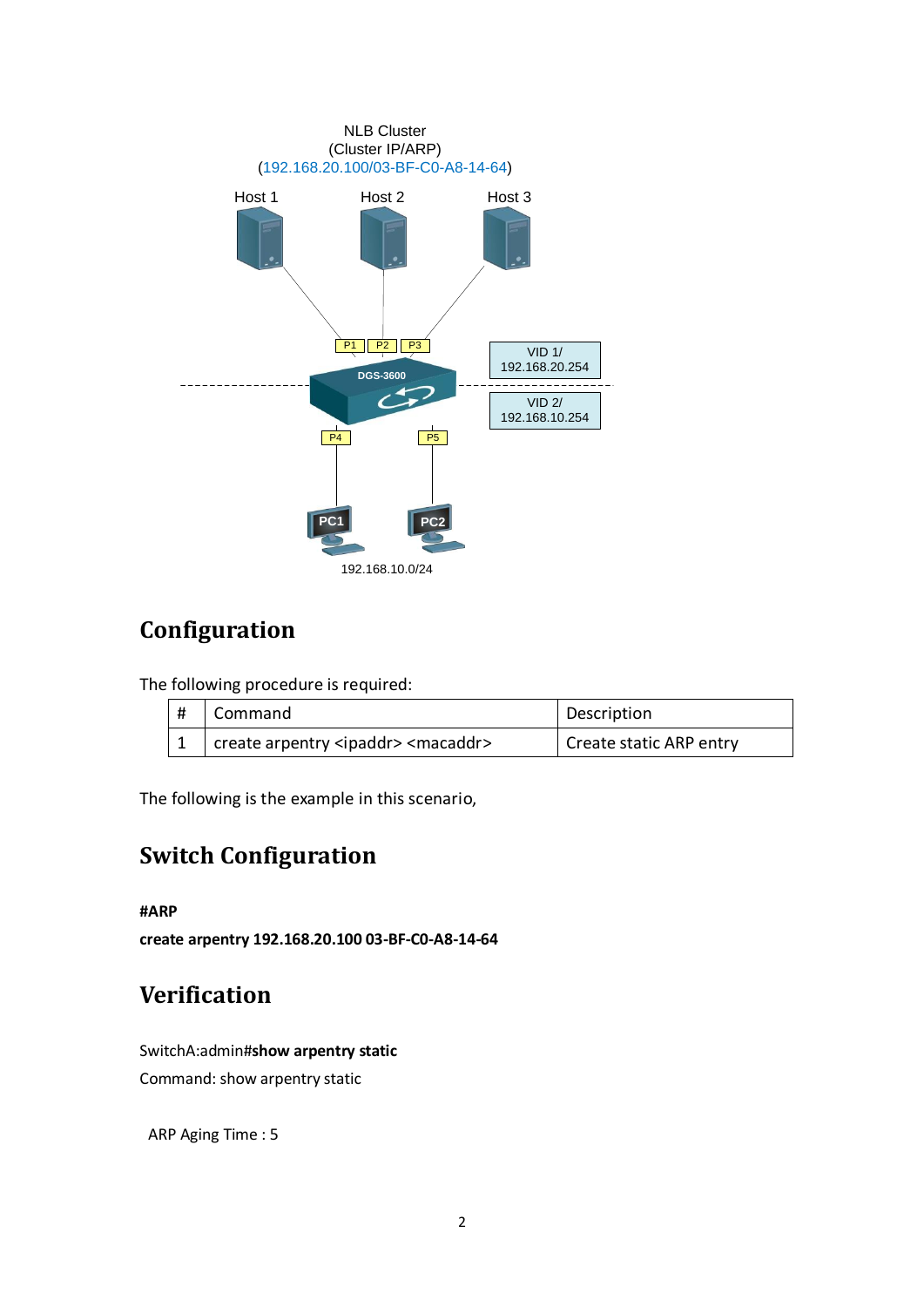## Configuration

The following procedure is required:

| # | Command | Description |
| --- | --- | --- |
| 1 | create arpentry <ipaddr> <macaddr> | Create static ARP entry |

The following is the example in this scenario,

## Switch Configuration

**#ARP**

**create arpentry 192.168.20.100 03-BF-C0-A8-14-64**

## Verification

SwitchA:admin#**show arpentry static**

Command: show arpentry static

ARP Aging Time : 5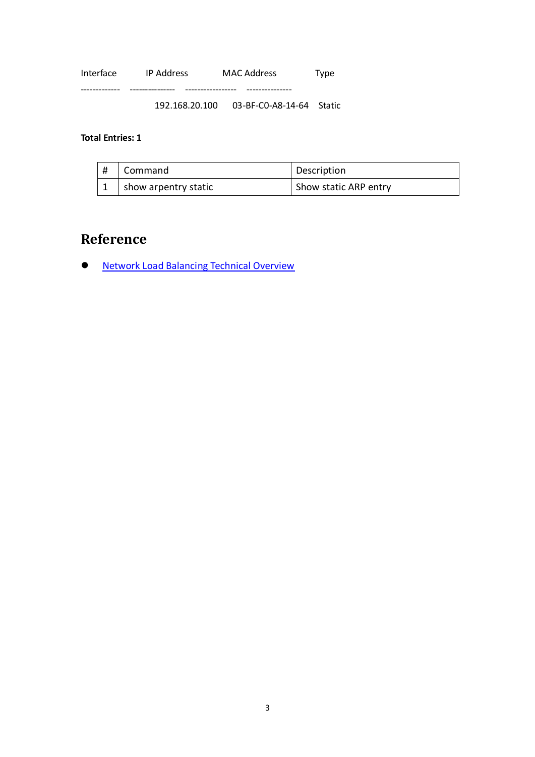```
Interface      IP Address       MAC Address         Type
-------------  ---------------  -----------------  ---------------
               192.168.20.100   03-BF-C0-A8-14-64  Static
```

**Total Entries: 1**

| # | Command | Description |
|---|---|---|
| 1 | show arpentry static | Show static ARP entry |

# Reference

- [Network Load Balancing Technical Overview]()